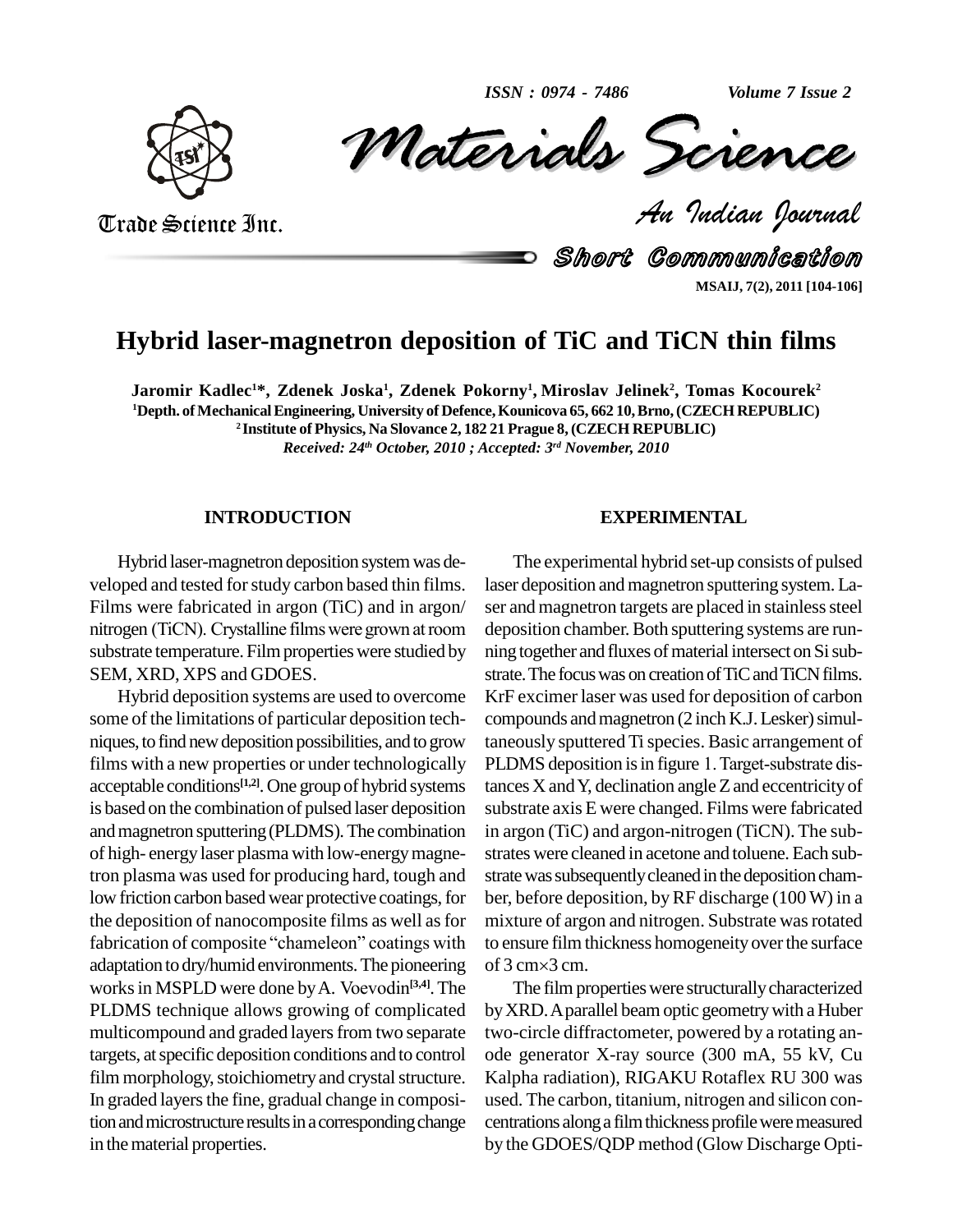# Hybrid laser-magnetron deposition of TiC and TiCN thin films

**Jaromir Kadlec[1]\*, Zdenek Joska[1], Zdenek Pokorny[1], Miroslav Jelinek[2], Tomas Kocourek[2]**

[1]Depth. of Mechanical Engineering, University of Defence, Kounicova 65, 662 10, Brno, (CZECH REPUBLIC)

[2]Institute of Physics, Na Slovance 2, 182 21 Prague 8, (CZECH REPUBLIC)

*Received: 24th October, 2010 ; Accepted: 3rd November, 2010*

## INTRODUCTION

Hybrid laser-magnetron deposition system was developed and tested for study carbon based thin films. Films were fabricated in argon (TiC) and in argon/nitrogen (TiCN). Crystalline films were grown at room substrate temperature. Film properties were studied by SEM, XRD, XPS and GDOES.

Hybrid deposition systems are used to overcome some of the limitations of particular deposition techniques, to find new deposition possibilities, and to grow films with a new properties or under technologically acceptable conditions[1,2]. One group of hybrid systems is based on the combination of pulsed laser deposition and magnetron sputtering (PLDMS). The combination of high- energy laser plasma with low-energy magnetron plasma was used for producing hard, tough and low friction carbon based wear protective coatings, for the deposition of nanocomposite films as well as for fabrication of composite "chameleon" coatings with adaptation to dry/humid environments. The pioneering works in MSPLD were done by A. Voevodin[3,4]. The PLDMS technique allows growing of complicated multicompound and graded layers from two separate targets, at specific deposition conditions and to control film morphology, stoichiometry and crystal structure. In graded layers the fine, gradual change in composition and microstructure results in a corresponding change in the material properties.

## EXPERIMENTAL

The experimental hybrid set-up consists of pulsed laser deposition and magnetron sputtering system. Laser and magnetron targets are placed in stainless steel deposition chamber. Both sputtering systems are running together and fluxes of material intersect on Si substrate. The focus was on creation of TiC and TiCN films. KrF excimer laser was used for deposition of carbon compounds and magnetron (2 inch K.J. Lesker) simultaneously sputtered Ti species. Basic arrangement of PLDMS deposition is in figure 1. Target-substrate distances X and Y, declination angle Z and eccentricity of substrate axis E were changed. Films were fabricated in argon (TiC) and argon-nitrogen (TiCN). The substrates were cleaned in acetone and toluene. Each substrate was subsequently cleaned in the deposition chamber, before deposition, by RF discharge (100 W) in a mixture of argon and nitrogen. Substrate was rotated to ensure film thickness homogeneity over the surface of 3 cm$\times$3 cm.

The film properties were structurally characterized by XRD. A parallel beam optic geometry with a Huber two-circle diffractometer, powered by a rotating anode generator X-ray source (300 mA, 55 kV, Cu Kalpha radiation), RIGAKU Rotaflex RU 300 was used. The carbon, titanium, nitrogen and silicon concentrations along a film thickness profile were measured by the GDOES/QDP method (Glow Discharge Opti-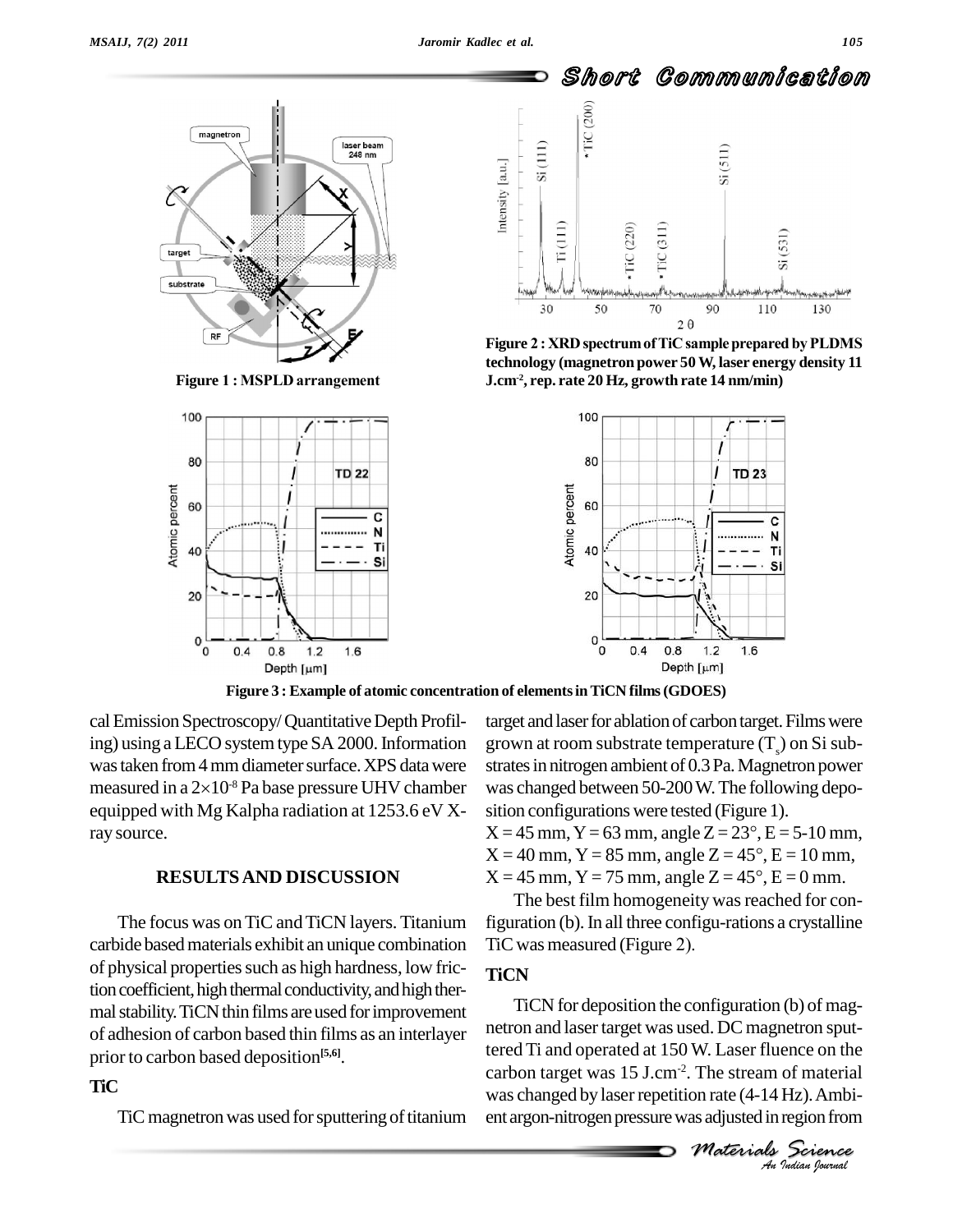Figure 1 : MSPLD arrangement

Figure 2 : XRD spectrum of TiC sample prepared by PLDMS technology (magnetron power 50 W, laser energy density 11 J.cm$^{-2}$, rep. rate 20 Hz, growth rate 14 nm/min)

Figure 3 : Example of atomic concentration of elements in TiCN films (GDOES)

cal Emission Spectroscopy/ Quantitative Depth Profiling) using a LECO system type SA 2000. Information was taken from 4 mm diameter surface. XPS data were measured in a $2\times10^{-8}$ Pa base pressure UHV chamber equipped with Mg Kalpha radiation at 1253.6 eV X-ray source.

## RESULTS AND DISCUSSION

The focus was on TiC and TiCN layers. Titanium carbide based materials exhibit an unique combination of physical properties such as high hardness, low friction coefficient, high thermal conductivity, and high thermal stability. TiCN thin films are used for improvement of adhesion of carbon based thin films as an interlayer prior to carbon based deposition[5,6].

### TiC

TiC magnetron was used for sputtering of titanium target and laser for ablation of carbon target. Films were grown at room substrate temperature ($T_s$) on Si substrates in nitrogen ambient of 0.3 Pa. Magnetron power was changed between 50-200 W. The following deposition configurations were tested (Figure 1).

X = 45 mm, Y = 63 mm, angle Z = 23°, E = 5-10 mm,
X = 40 mm, Y = 85 mm, angle Z = 45°, E = 10 mm,
X = 45 mm, Y = 75 mm, angle Z = 45°, E = 0 mm.

The best film homogeneity was reached for configuration (b). In all three configu-rations a crystalline TiC was measured (Figure 2).

### TiCN

TiCN for deposition the configuration (b) of magnetron and laser target was used. DC magnetron sputtered Ti and operated at 150 W. Laser fluence on the carbon target was 15 J.cm$^{-2}$. The stream of material was changed by laser repetition rate (4-14 Hz). Ambient argon-nitrogen pressure was adjusted in region from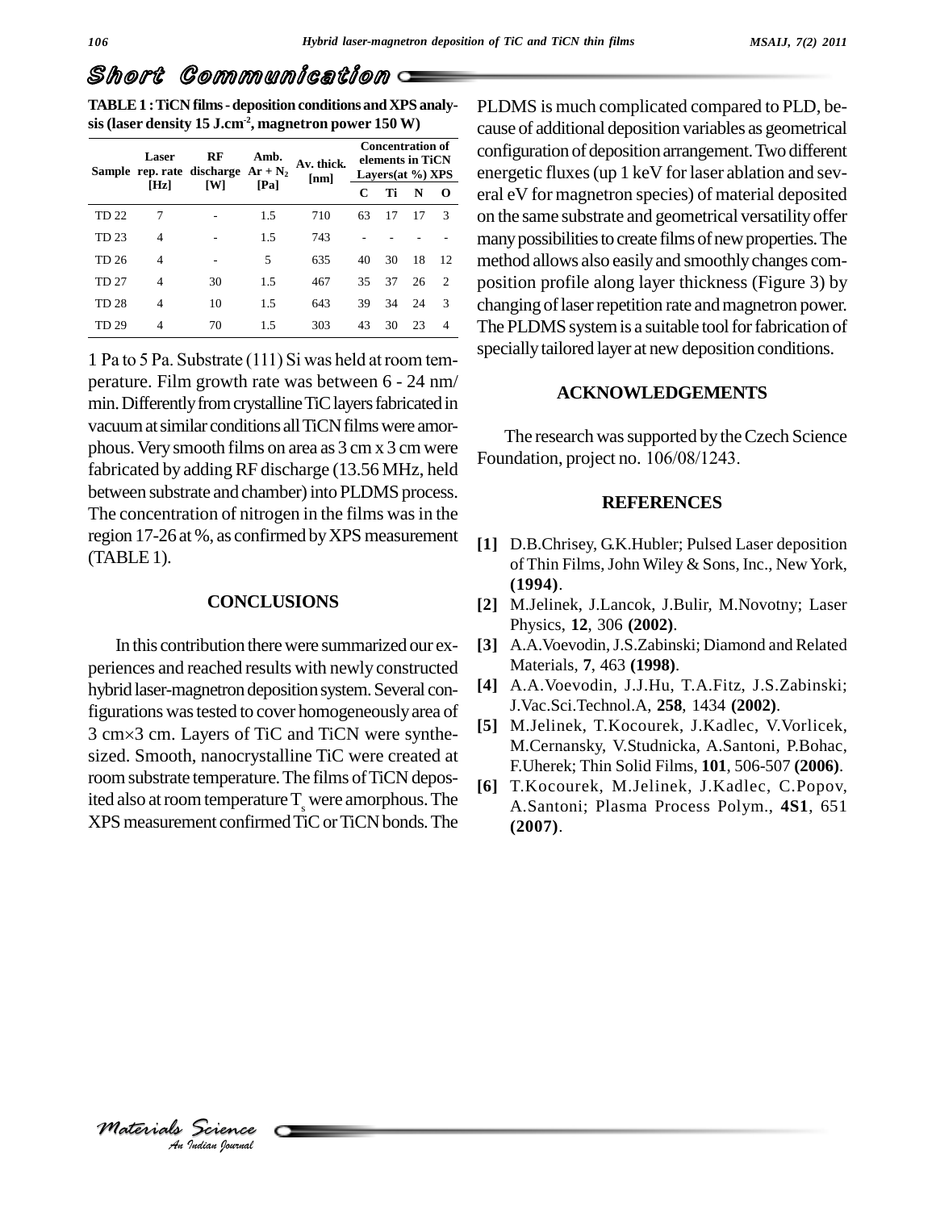## Short Communication

**TABLE 1 : TiCN films - deposition conditions and XPS analysis (laser density 15 J.cm$^{-2}$, magnetron power 150 W)**

| Sample | Laser rep. rate [Hz] | RF discharge [W] | Amb. Ar + $N_2$ [Pa] | Av. thick. [nm] | Concentration of elements in TiCN Layers(at %) XPS | | | |
|---|---|---|---|---|---|---|---|---|
| | | | | | C | Ti | N | O |
| TD 22 | 7 | - | 1.5 | 710 | 63 | 17 | 17 | 3 |
| TD 23 | 4 | - | 1.5 | 743 | - | - | - | - |
| TD 26 | 4 | - | 5 | 635 | 40 | 30 | 18 | 12 |
| TD 27 | 4 | 30 | 1.5 | 467 | 35 | 37 | 26 | 2 |
| TD 28 | 4 | 10 | 1.5 | 643 | 39 | 34 | 24 | 3 |
| TD 29 | 4 | 70 | 1.5 | 303 | 43 | 30 | 23 | 4 |

1 Pa to 5 Pa. Substrate (111) Si was held at room temperature. Film growth rate was between 6 - 24 nm/min. Differently from crystalline TiC layers fabricated in vacuum at similar conditions all TiCN films were amorphous. Very smooth films on area as 3 cm x 3 cm were fabricated by adding RF discharge (13.56 MHz, held between substrate and chamber) into PLDMS process. The concentration of nitrogen in the films was in the region 17-26 at %, as confirmed by XPS measurement (TABLE 1).

## CONCLUSIONS

In this contribution there were summarized our experiences and reached results with newly constructed hybrid laser-magnetron deposition system. Several configurations was tested to cover homogeneously area of 3 cm×3 cm. Layers of TiC and TiCN were synthesized. Smooth, nanocrystalline TiC were created at room substrate temperature. The films of TiCN deposited also at room temperature $T_s$ were amorphous. The XPS measurement confirmed TiC or TiCN bonds. The PLDMS is much complicated compared to PLD, because of additional deposition variables as geometrical configuration of deposition arrangement. Two different energetic fluxes (up 1 keV for laser ablation and several eV for magnetron species) of material deposited on the same substrate and geometrical versatility offer many possibilities to create films of new properties. The method allows also easily and smoothly changes composition profile along layer thickness (Figure 3) by changing of laser repetition rate and magnetron power. The PLDMS system is a suitable tool for fabrication of specially tailored layer at new deposition conditions.

## ACKNOWLEDGEMENTS

The research was supported by the Czech Science Foundation, project no. 106/08/1243.

## REFERENCES

**[1]** D.B.Chrisey, G.K.Hubler; Pulsed Laser deposition of Thin Films, John Wiley & Sons, Inc., New York, **(1994)**.

**[2]** M.Jelinek, J.Lancok, J.Bulir, M.Novotny; Laser Physics, **12**, 306 **(2002)**.

**[3]** A.A.Voevodin, J.S.Zabinski; Diamond and Related Materials, **7**, 463 **(1998)**.

**[4]** A.A.Voevodin, J.J.Hu, T.A.Fitz, J.S.Zabinski; J.Vac.Sci.Technol.A, **258**, 1434 **(2002)**.

**[5]** M.Jelinek, T.Kocourek, J.Kadlec, V.Vorlicek, M.Cernansky, V.Studnicka, A.Santoni, P.Bohac, F.Uherek; Thin Solid Films, **101**, 506-507 **(2006)**.

**[6]** T.Kocourek, M.Jelinek, J.Kadlec, C.Popov, A.Santoni; Plasma Process Polym., **4S1**, 651 **(2007)**.